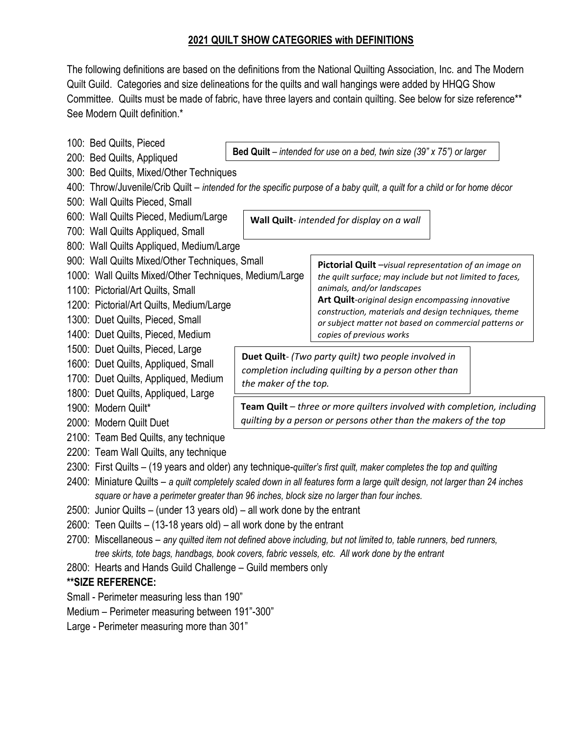## 2021 QUILT SHOW CATEGORIES with DEFINITIONS

The following definitions are based on the definitions from the National Quilting Association, Inc. and The Modern Quilt Guild. Categories and size delineations for the quilts and wall hangings were added by HHQG Show Committee. Quilts must be made of fabric, have three layers and contain quilting. See below for size reference** See Modern Quilt definition.*

100: Bed Quilts, Pieced
200: Bed Quilts, Appliqued
300: Bed Quilts, Mixed/Other Techniques

**Bed Quilt** – *intended for use on a bed, twin size (39" x 75") or larger*

400: Throw/Juvenile/Crib Quilt – *intended for the specific purpose of a baby quilt, a quilt for a child or for home décor*
500: Wall Quilts Pieced, Small
600: Wall Quilts Pieced, Medium/Large
700: Wall Quilts Appliqued, Small
800: Wall Quilts Appliqued, Medium/Large
900: Wall Quilts Mixed/Other Techniques, Small
1000: Wall Quilts Mixed/Other Techniques, Medium/Large

**Wall Quilt**- *intended for display on a wall*

1100: Pictorial/Art Quilts, Small
1200: Pictorial/Art Quilts, Medium/Large

**Pictorial Quilt** –*visual representation of an image on the quilt surface; may include but not limited to faces, animals, and/or landscapes*
**Art Quilt**-*original design encompassing innovative construction, materials and design techniques, theme or subject matter not based on commercial patterns or copies of previous works*

1300: Duet Quilts, Pieced, Small
1400: Duet Quilts, Pieced, Medium
1500: Duet Quilts, Pieced, Large
1600: Duet Quilts, Appliqued, Small
1700: Duet Quilts, Appliqued, Medium
1800: Duet Quilts, Appliqued, Large

**Duet Quilt**- *(Two party quilt) two people involved in completion including quilting by a person other than the maker of the top.*

1900: Modern Quilt*
2000: Modern Quilt Duet
2100: Team Bed Quilts, any technique
2200: Team Wall Quilts, any technique

**Team Quilt** – *three or more quilters involved with completion, including quilting by a person or persons other than the makers of the top*

2300: First Quilts – (19 years and older) any technique-*quilter's first quilt, maker completes the top and quilting*
2400: Miniature Quilts – *a quilt completely scaled down in all features form a large quilt design, not larger than 24 inches square or have a perimeter greater than 96 inches, block size no larger than four inches.*
2500: Junior Quilts – (under 13 years old) – all work done by the entrant
2600: Teen Quilts – (13-18 years old) – all work done by the entrant
2700: Miscellaneous – *any quilted item not defined above including, but not limited to, table runners, bed runners, tree skirts, tote bags, handbags, book covers, fabric vessels, etc. All work done by the entrant*
2800: Hearts and Hands Guild Challenge – Guild members only

**\*\*SIZE REFERENCE:**

Small - Perimeter measuring less than 190"
Medium – Perimeter measuring between 191"-300"
Large - Perimeter measuring more than 301"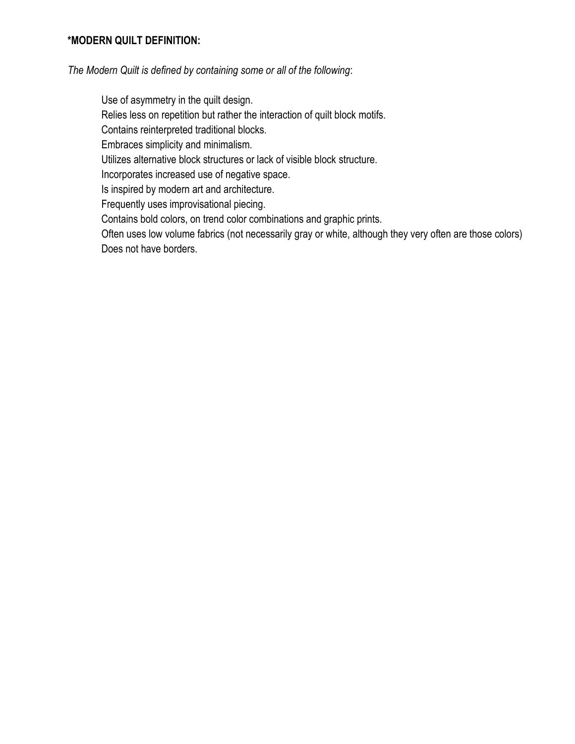**\*MODERN QUILT DEFINITION:**

*The Modern Quilt is defined by containing some or all of the following*:

- Use of asymmetry in the quilt design.
- Relies less on repetition but rather the interaction of quilt block motifs.
- Contains reinterpreted traditional blocks.
- Embraces simplicity and minimalism.
- Utilizes alternative block structures or lack of visible block structure.
- Incorporates increased use of negative space.
- Is inspired by modern art and architecture.
- Frequently uses improvisational piecing.
- Contains bold colors, on trend color combinations and graphic prints.
- Often uses low volume fabrics (not necessarily gray or white, although they very often are those colors)
- Does not have borders.